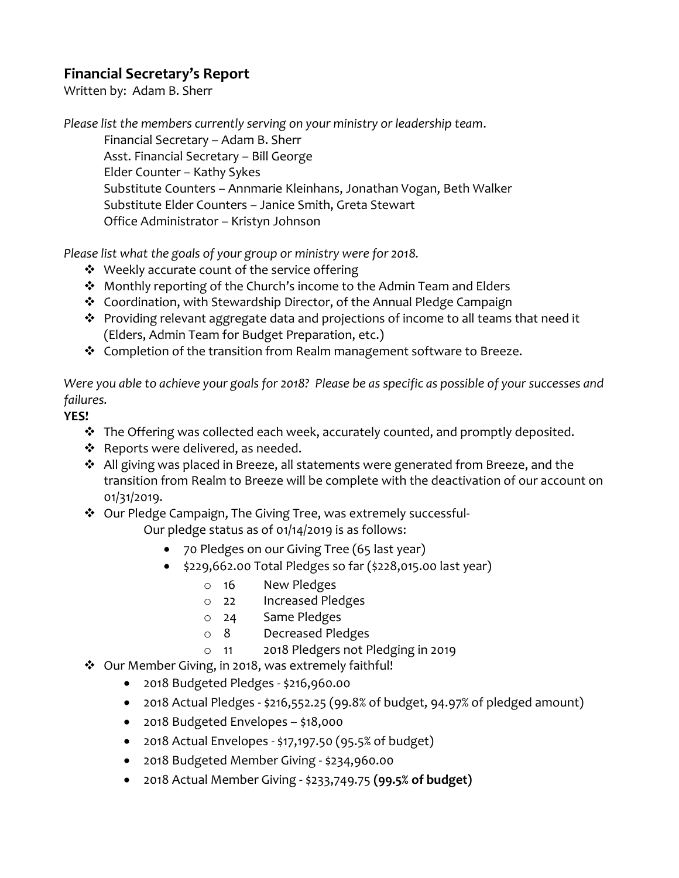## Financial Secretary's Report

Written by: Adam B. Sherr

*Please list the members currently serving on your ministry or leadership team.*

Financial Secretary – Adam B. Sherr
Asst. Financial Secretary – Bill George
Elder Counter – Kathy Sykes
Substitute Counters – Annmarie Kleinhans, Jonathan Vogan, Beth Walker
Substitute Elder Counters – Janice Smith, Greta Stewart
Office Administrator – Kristyn Johnson

*Please list what the goals of your group or ministry were for 2018.*

- Weekly accurate count of the service offering
- Monthly reporting of the Church's income to the Admin Team and Elders
- Coordination, with Stewardship Director, of the Annual Pledge Campaign
- Providing relevant aggregate data and projections of income to all teams that need it (Elders, Admin Team for Budget Preparation, etc.)
- Completion of the transition from Realm management software to Breeze.

*Were you able to achieve your goals for 2018? Please be as specific as possible of your successes and failures.*

**YES!**

- The Offering was collected each week, accurately counted, and promptly deposited.
- Reports were delivered, as needed.
- All giving was placed in Breeze, all statements were generated from Breeze, and the transition from Realm to Breeze will be complete with the deactivation of our account on 01/31/2019.
- Our Pledge Campaign, The Giving Tree, was extremely successful-

  Our pledge status as of 01/14/2019 is as follows:

  - 70 Pledges on our Giving Tree (65 last year)
  - $229,662.00 Total Pledges so far ($228,015.00 last year)
    - 16 New Pledges
    - 22 Increased Pledges
    - 24 Same Pledges
    - 8 Decreased Pledges
    - 11 2018 Pledgers not Pledging in 2019
- Our Member Giving, in 2018, was extremely faithful!
  - 2018 Budgeted Pledges - $216,960.00
  - 2018 Actual Pledges - $216,552.25 (99.8% of budget, 94.97% of pledged amount)
  - 2018 Budgeted Envelopes – $18,000
  - 2018 Actual Envelopes - $17,197.50 (95.5% of budget)
  - 2018 Budgeted Member Giving - $234,960.00
  - 2018 Actual Member Giving - $233,749.75 **(99.5% of budget)**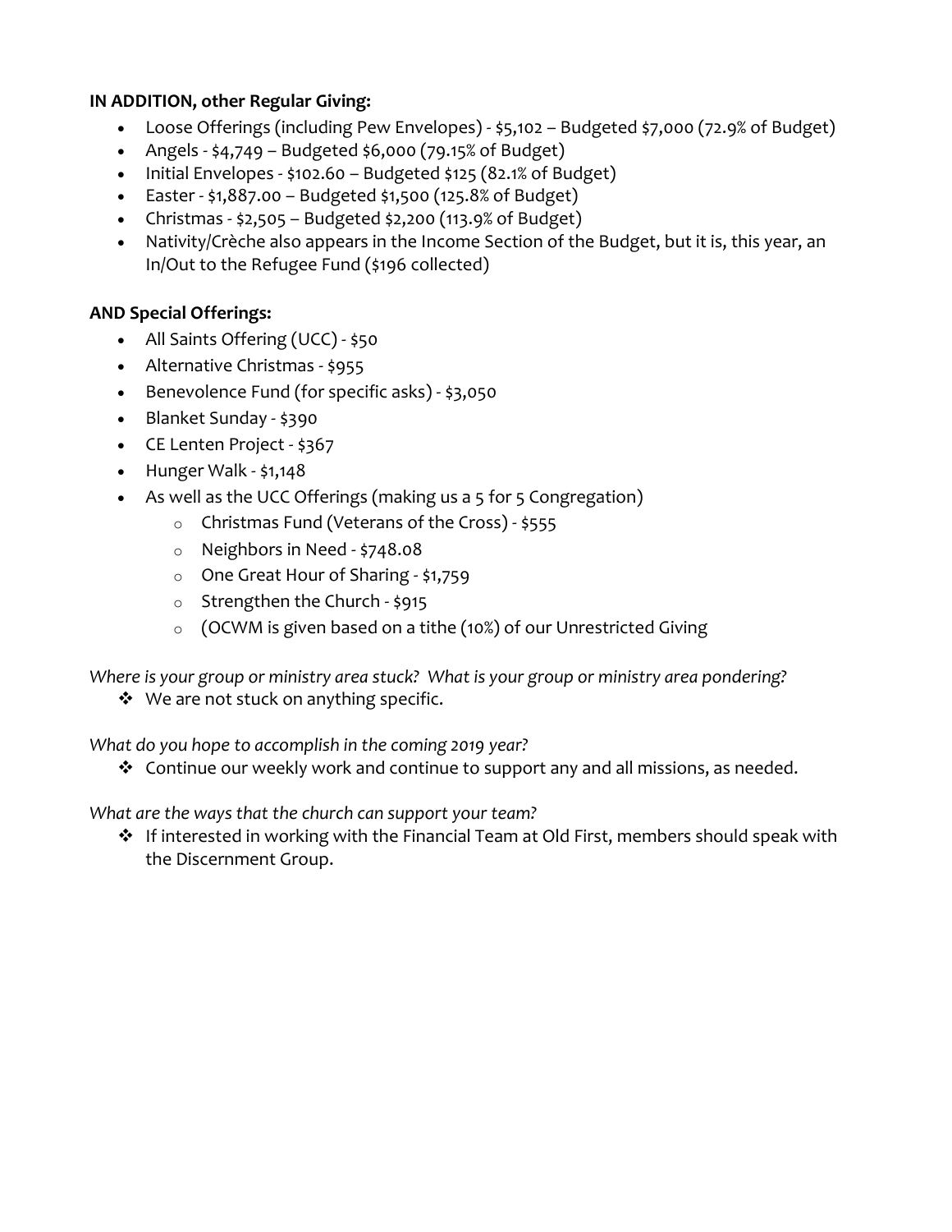**IN ADDITION, other Regular Giving:**

- Loose Offerings (including Pew Envelopes) - $5,102 – Budgeted $7,000 (72.9% of Budget)
- Angels - $4,749 – Budgeted $6,000 (79.15% of Budget)
- Initial Envelopes - $102.60 – Budgeted $125 (82.1% of Budget)
- Easter - $1,887.00 – Budgeted $1,500 (125.8% of Budget)
- Christmas - $2,505 – Budgeted $2,200 (113.9% of Budget)
- Nativity/Crèche also appears in the Income Section of the Budget, but it is, this year, an In/Out to the Refugee Fund ($196 collected)

**AND Special Offerings:**

- All Saints Offering (UCC) - $50
- Alternative Christmas - $955
- Benevolence Fund (for specific asks) - $3,050
- Blanket Sunday - $390
- CE Lenten Project - $367
- Hunger Walk - $1,148
- As well as the UCC Offerings (making us a 5 for 5 Congregation)
  - Christmas Fund (Veterans of the Cross) - $555
  - Neighbors in Need - $748.08
  - One Great Hour of Sharing - $1,759
  - Strengthen the Church - $915
  - (OCWM is given based on a tithe (10%) of our Unrestricted Giving

*Where is your group or ministry area stuck? What is your group or ministry area pondering?*

- ❖ We are not stuck on anything specific.

*What do you hope to accomplish in the coming 2019 year?*

- ❖ Continue our weekly work and continue to support any and all missions, as needed.

*What are the ways that the church can support your team?*

- ❖ If interested in working with the Financial Team at Old First, members should speak with the Discernment Group.